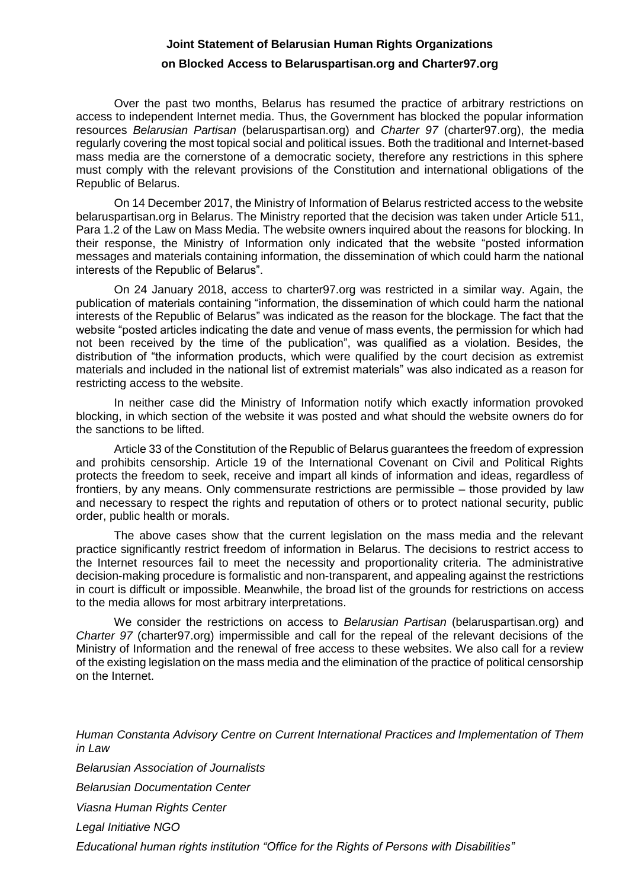# Joint Statement of Belarusian Human Rights Organizations on Blocked Access to Belaruspartisan.org and Charter97.org

Over the past two months, Belarus has resumed the practice of arbitrary restrictions on access to independent Internet media. Thus, the Government has blocked the popular information resources *Belarusian Partisan* (belaruspartisan.org) and *Charter 97* (charter97.org), the media regularly covering the most topical social and political issues. Both the traditional and Internet-based mass media are the cornerstone of a democratic society, therefore any restrictions in this sphere must comply with the relevant provisions of the Constitution and international obligations of the Republic of Belarus.

On 14 December 2017, the Ministry of Information of Belarus restricted access to the website belaruspartisan.org in Belarus. The Ministry reported that the decision was taken under Article 511, Para 1.2 of the Law on Mass Media. The website owners inquired about the reasons for blocking. In their response, the Ministry of Information only indicated that the website "posted information messages and materials containing information, the dissemination of which could harm the national interests of the Republic of Belarus".

On 24 January 2018, access to charter97.org was restricted in a similar way. Again, the publication of materials containing "information, the dissemination of which could harm the national interests of the Republic of Belarus" was indicated as the reason for the blockage. The fact that the website "posted articles indicating the date and venue of mass events, the permission for which had not been received by the time of the publication", was qualified as a violation. Besides, the distribution of "the information products, which were qualified by the court decision as extremist materials and included in the national list of extremist materials" was also indicated as a reason for restricting access to the website.

In neither case did the Ministry of Information notify which exactly information provoked blocking, in which section of the website it was posted and what should the website owners do for the sanctions to be lifted.

Article 33 of the Constitution of the Republic of Belarus guarantees the freedom of expression and prohibits censorship. Article 19 of the International Covenant on Civil and Political Rights protects the freedom to seek, receive and impart all kinds of information and ideas, regardless of frontiers, by any means. Only commensurate restrictions are permissible – those provided by law and necessary to respect the rights and reputation of others or to protect national security, public order, public health or morals.

The above cases show that the current legislation on the mass media and the relevant practice significantly restrict freedom of information in Belarus. The decisions to restrict access to the Internet resources fail to meet the necessity and proportionality criteria. The administrative decision-making procedure is formalistic and non-transparent, and appealing against the restrictions in court is difficult or impossible. Meanwhile, the broad list of the grounds for restrictions on access to the media allows for most arbitrary interpretations.

We consider the restrictions on access to *Belarusian Partisan* (belaruspartisan.org) and *Charter 97* (charter97.org) impermissible and call for the repeal of the relevant decisions of the Ministry of Information and the renewal of free access to these websites. We also call for a review of the existing legislation on the mass media and the elimination of the practice of political censorship on the Internet.

*Human Constanta Advisory Centre on Current International Practices and Implementation of Them in Law*

*Belarusian Association of Journalists*

*Belarusian Documentation Center*

*Viasna Human Rights Center*

*Legal Initiative NGO*

*Educational human rights institution "Office for the Rights of Persons with Disabilities"*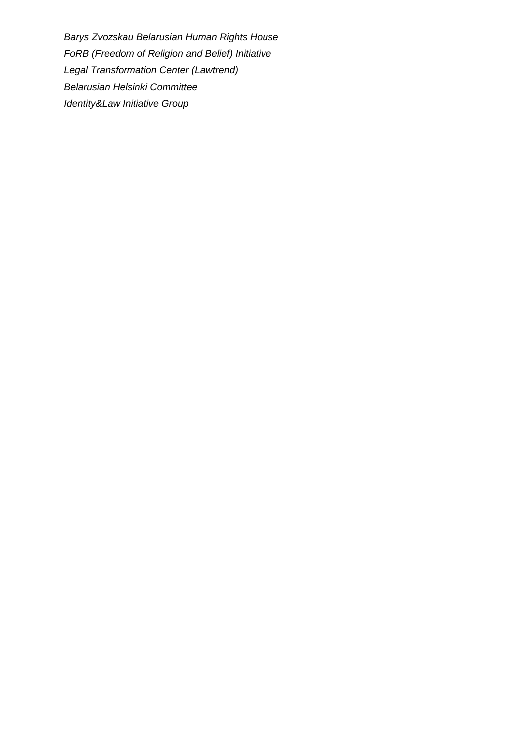*Barys Zvozskau Belarusian Human Rights House*

*FoRB (Freedom of Religion and Belief) Initiative*

*Legal Transformation Center (Lawtrend)*

*Belarusian Helsinki Committee*

*Identity&Law Initiative Group*